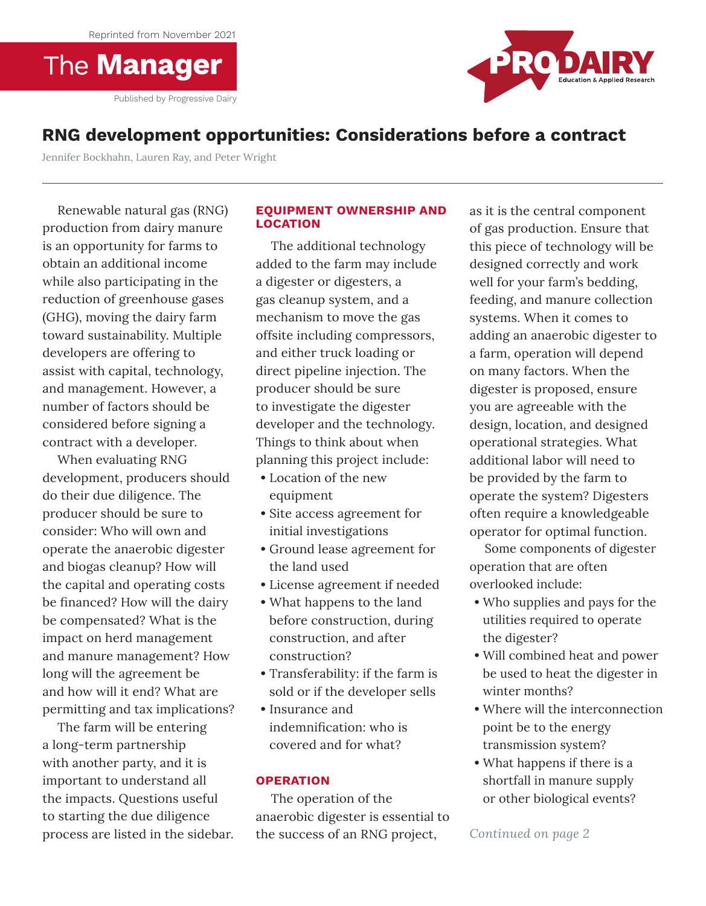Reprinted from November 2021

The **Manager**

Published by Progressive Dairy

PRO-DAIRY Education & Applied Research

# RNG development opportunities: Considerations before a contract

Jennifer Bockhahn, Lauren Ray, and Peter Wright

Renewable natural gas (RNG) production from dairy manure is an opportunity for farms to obtain an additional income while also participating in the reduction of greenhouse gases (GHG), moving the dairy farm toward sustainability. Multiple developers are offering to assist with capital, technology, and management. However, a number of factors should be considered before signing a contract with a developer.

When evaluating RNG development, producers should do their due diligence. The producer should be sure to consider: Who will own and operate the anaerobic digester and biogas cleanup? How will the capital and operating costs be financed? How will the dairy be compensated? What is the impact on herd management and manure management? How long will the agreement be and how will it end? What are permitting and tax implications?

The farm will be entering a long-term partnership with another party, and it is important to understand all the impacts. Questions useful to starting the due diligence process are listed in the sidebar.

## EQUIPMENT OWNERSHIP AND LOCATION

The additional technology added to the farm may include a digester or digesters, a gas cleanup system, and a mechanism to move the gas offsite including compressors, and either truck loading or direct pipeline injection. The producer should be sure to investigate the digester developer and the technology. Things to think about when planning this project include:

- Location of the new equipment
- Site access agreement for initial investigations
- Ground lease agreement for the land used
- License agreement if needed
- What happens to the land before construction, during construction, and after construction?
- Transferability: if the farm is sold or if the developer sells
- Insurance and indemnification: who is covered and for what?

## OPERATION

The operation of the anaerobic digester is essential to the success of an RNG project, as it is the central component of gas production. Ensure that this piece of technology will be designed correctly and work well for your farm's bedding, feeding, and manure collection systems. When it comes to adding an anaerobic digester to a farm, operation will depend on many factors. When the digester is proposed, ensure you are agreeable with the design, location, and designed operational strategies. What additional labor will need to be provided by the farm to operate the system? Digesters often require a knowledgeable operator for optimal function.

Some components of digester operation that are often overlooked include:

- Who supplies and pays for the utilities required to operate the digester?
- Will combined heat and power be used to heat the digester in winter months?
- Where will the interconnection point be to the energy transmission system?
- What happens if there is a shortfall in manure supply or other biological events?

*Continued on page 2*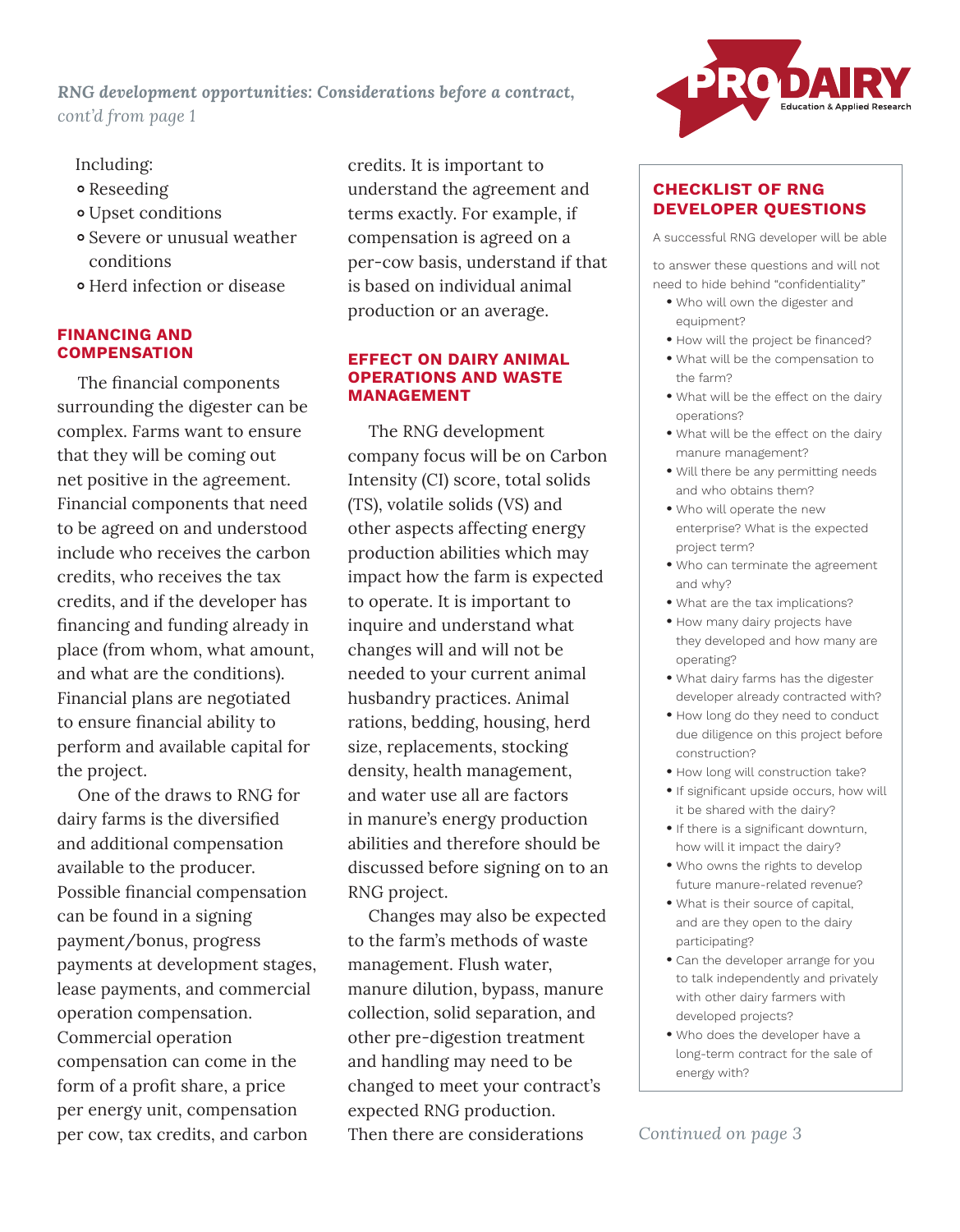*RNG development opportunities: Considerations before a contract, cont'd from page 1*

Including:

- Reseeding
- Upset conditions
- Severe or unusual weather conditions
- Herd infection or disease

## FINANCING AND COMPENSATION

The financial components surrounding the digester can be complex. Farms want to ensure that they will be coming out net positive in the agreement. Financial components that need to be agreed on and understood include who receives the carbon credits, who receives the tax credits, and if the developer has financing and funding already in place (from whom, what amount, and what are the conditions). Financial plans are negotiated to ensure financial ability to perform and available capital for the project.

One of the draws to RNG for dairy farms is the diversified and additional compensation available to the producer. Possible financial compensation can be found in a signing payment/bonus, progress payments at development stages, lease payments, and commercial operation compensation. Commercial operation compensation can come in the form of a profit share, a price per energy unit, compensation per cow, tax credits, and carbon credits. It is important to understand the agreement and terms exactly. For example, if compensation is agreed on a per-cow basis, understand if that is based on individual animal production or an average.

## EFFECT ON DAIRY ANIMAL OPERATIONS AND WASTE MANAGEMENT

The RNG development company focus will be on Carbon Intensity (CI) score, total solids (TS), volatile solids (VS) and other aspects affecting energy production abilities which may impact how the farm is expected to operate. It is important to inquire and understand what changes will and will not be needed to your current animal husbandry practices. Animal rations, bedding, housing, herd size, replacements, stocking density, health management, and water use all are factors in manure's energy production abilities and therefore should be discussed before signing on to an RNG project.

Changes may also be expected to the farm's methods of waste management. Flush water, manure dilution, bypass, manure collection, solid separation, and other pre-digestion treatment and handling may need to be changed to meet your contract's expected RNG production. Then there are considerations

## CHECKLIST OF RNG DEVELOPER QUESTIONS

A successful RNG developer will be able to answer these questions and will not need to hide behind "confidentiality"

- Who will own the digester and equipment?
- How will the project be financed?
- What will be the compensation to the farm?
- What will be the effect on the dairy operations?
- What will be the effect on the dairy manure management?
- Will there be any permitting needs and who obtains them?
- Who will operate the new enterprise? What is the expected project term?
- Who can terminate the agreement and why?
- What are the tax implications?
- How many dairy projects have they developed and how many are operating?
- What dairy farms has the digester developer already contracted with?
- How long do they need to conduct due diligence on this project before construction?
- How long will construction take?
- If significant upside occurs, how will it be shared with the dairy?
- If there is a significant downturn, how will it impact the dairy?
- Who owns the rights to develop future manure-related revenue?
- What is their source of capital, and are they open to the dairy participating?
- Can the developer arrange for you to talk independently and privately with other dairy farmers with developed projects?
- Who does the developer have a long-term contract for the sale of energy with?

*Continued on page 3*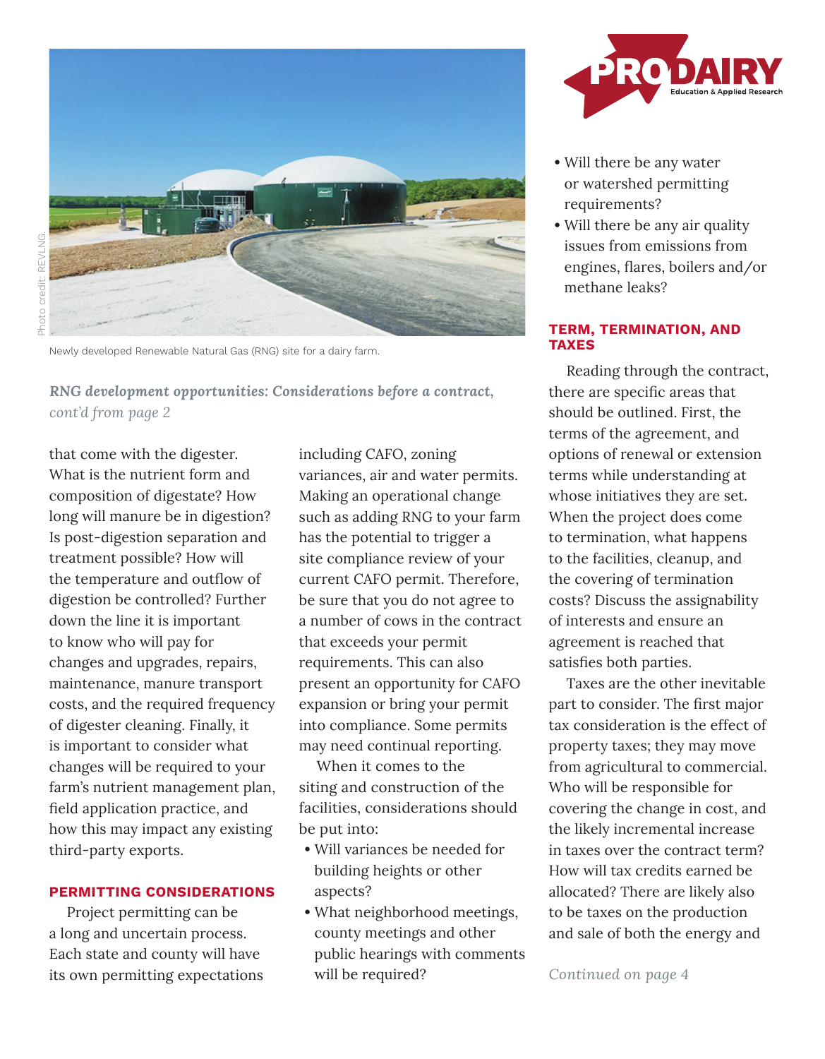Photo credit: REVLNG.

Newly developed Renewable Natural Gas (RNG) site for a dairy farm.

*RNG development opportunities: Considerations before a contract, cont'd from page 2*

that come with the digester. What is the nutrient form and composition of digestate? How long will manure be in digestion? Is post-digestion separation and treatment possible? How will the temperature and outflow of digestion be controlled? Further down the line it is important to know who will pay for changes and upgrades, repairs, maintenance, manure transport costs, and the required frequency of digester cleaning. Finally, it is important to consider what changes will be required to your farm's nutrient management plan, field application practice, and how this may impact any existing third-party exports.

## PERMITTING CONSIDERATIONS

Project permitting can be a long and uncertain process. Each state and county will have its own permitting expectations including CAFO, zoning variances, air and water permits. Making an operational change such as adding RNG to your farm has the potential to trigger a site compliance review of your current CAFO permit. Therefore, be sure that you do not agree to a number of cows in the contract that exceeds your permit requirements. This can also present an opportunity for CAFO expansion or bring your permit into compliance. Some permits may need continual reporting.

When it comes to the siting and construction of the facilities, considerations should be put into:

- Will variances be needed for building heights or other aspects?
- What neighborhood meetings, county meetings and other public hearings with comments will be required?
- Will there be any water or watershed permitting requirements?
- Will there be any air quality issues from emissions from engines, flares, boilers and/or methane leaks?

## TERM, TERMINATION, AND TAXES

Reading through the contract, there are specific areas that should be outlined. First, the terms of the agreement, and options of renewal or extension terms while understanding at whose initiatives they are set. When the project does come to termination, what happens to the facilities, cleanup, and the covering of termination costs? Discuss the assignability of interests and ensure an agreement is reached that satisfies both parties.

Taxes are the other inevitable part to consider. The first major tax consideration is the effect of property taxes; they may move from agricultural to commercial. Who will be responsible for covering the change in cost, and the likely incremental increase in taxes over the contract term? How will tax credits earned be allocated? There are likely also to be taxes on the production and sale of both the energy and

*Continued on page 4*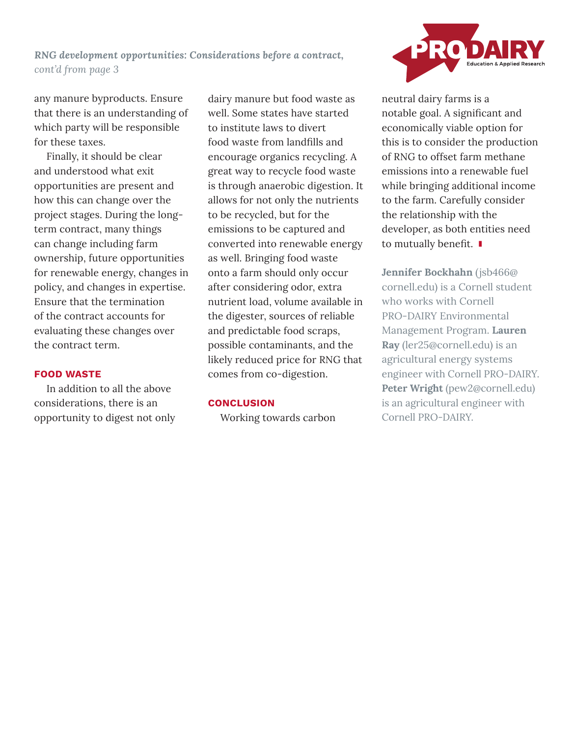*RNG development opportunities: Considerations before a contract, cont'd from page 3*

any manure byproducts. Ensure that there is an understanding of which party will be responsible for these taxes.

Finally, it should be clear and understood what exit opportunities are present and how this can change over the project stages. During the long-term contract, many things can change including farm ownership, future opportunities for renewable energy, changes in policy, and changes in expertise. Ensure that the termination of the contract accounts for evaluating these changes over the contract term.

## FOOD WASTE

In addition to all the above considerations, there is an opportunity to digest not only dairy manure but food waste as well. Some states have started to institute laws to divert food waste from landfills and encourage organics recycling. A great way to recycle food waste is through anaerobic digestion. It allows for not only the nutrients to be recycled, but for the emissions to be captured and converted into renewable energy as well. Bringing food waste onto a farm should only occur after considering odor, extra nutrient load, volume available in the digester, sources of reliable and predictable food scraps, possible contaminants, and the likely reduced price for RNG that comes from co-digestion.

## CONCLUSION

Working towards carbon neutral dairy farms is a notable goal. A significant and economically viable option for this is to consider the production of RNG to offset farm methane emissions into a renewable fuel while bringing additional income to the farm. Carefully consider the relationship with the developer, as both entities need to mutually benefit.

**Jennifer Bockhahn** (jsb466@cornell.edu) is a Cornell student who works with Cornell PRO-DAIRY Environmental Management Program. **Lauren Ray** (ler25@cornell.edu) is an agricultural energy systems engineer with Cornell PRO-DAIRY. **Peter Wright** (pew2@cornell.edu) is an agricultural engineer with Cornell PRO-DAIRY.